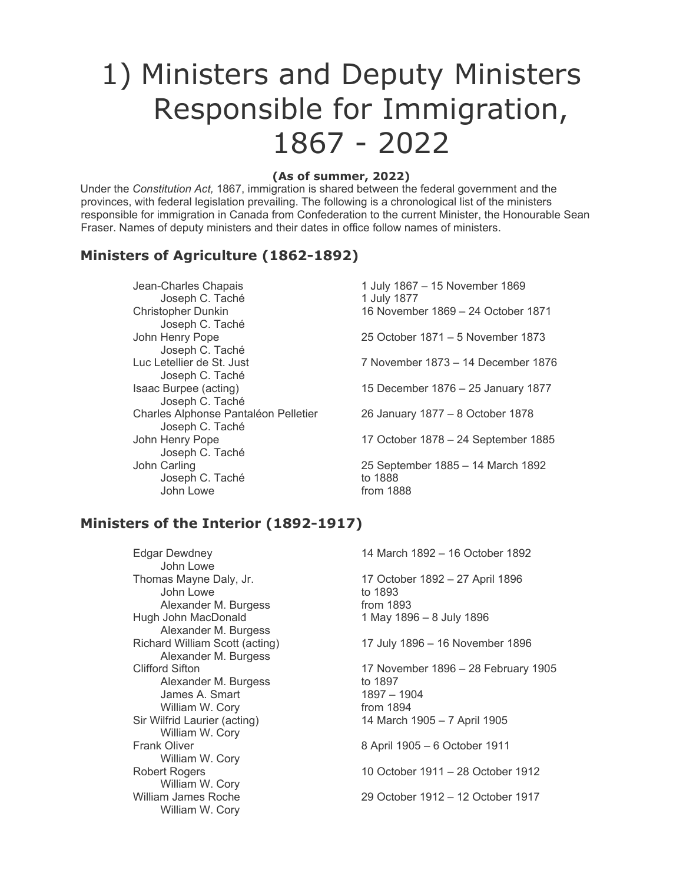# 1) Ministers and Deputy Ministers Responsible for Immigration, 1867 - 2022

**(As of summer, 2022)**

Under the *Constitution Act,* 1867, immigration is shared between the federal government and the provinces, with federal legislation prevailing. The following is a chronological list of the ministers responsible for immigration in Canada from Confederation to the current Minister, the Honourable Sean Fraser. Names of deputy ministers and their dates in office follow names of ministers.

## Ministers of Agriculture (1862-1892)

| | |
|---|---|
| Jean-Charles Chapais | 1 July 1867 – 15 November 1869 |
| Joseph C. Taché | 1 July 1877 |
| Christopher Dunkin | 16 November 1869 – 24 October 1871 |
| Joseph C. Taché | |
| John Henry Pope | 25 October 1871 – 5 November 1873 |
| Joseph C. Taché | |
| Luc Letellier de St. Just | 7 November 1873 – 14 December 1876 |
| Joseph C. Taché | |
| Isaac Burpee (acting) | 15 December 1876 – 25 January 1877 |
| Joseph C. Taché | |
| Charles Alphonse Pantaléon Pelletier | 26 January 1877 – 8 October 1878 |
| Joseph C. Taché | |
| John Henry Pope | 17 October 1878 – 24 September 1885 |
| Joseph C. Taché | |
| John Carling | 25 September 1885 – 14 March 1892 |
| Joseph C. Taché | to 1888 |
| John Lowe | from 1888 |

## Ministers of the Interior (1892-1917)

| | |
|---|---|
| Edgar Dewdney | 14 March 1892 – 16 October 1892 |
| John Lowe | |
| Thomas Mayne Daly, Jr. | 17 October 1892 – 27 April 1896 |
| John Lowe | to 1893 |
| Alexander M. Burgess | from 1893 |
| Hugh John MacDonald | 1 May 1896 – 8 July 1896 |
| Alexander M. Burgess | |
| Richard William Scott (acting) | 17 July 1896 – 16 November 1896 |
| Alexander M. Burgess | |
| Clifford Sifton | 17 November 1896 – 28 February 1905 |
| Alexander M. Burgess | to 1897 |
| James A. Smart | 1897 – 1904 |
| William W. Cory | from 1894 |
| Sir Wilfrid Laurier (acting) | 14 March 1905 – 7 April 1905 |
| William W. Cory | |
| Frank Oliver | 8 April 1905 – 6 October 1911 |
| William W. Cory | |
| Robert Rogers | 10 October 1911 – 28 October 1912 |
| William W. Cory | |
| William James Roche | 29 October 1912 – 12 October 1917 |
| William W. Cory | |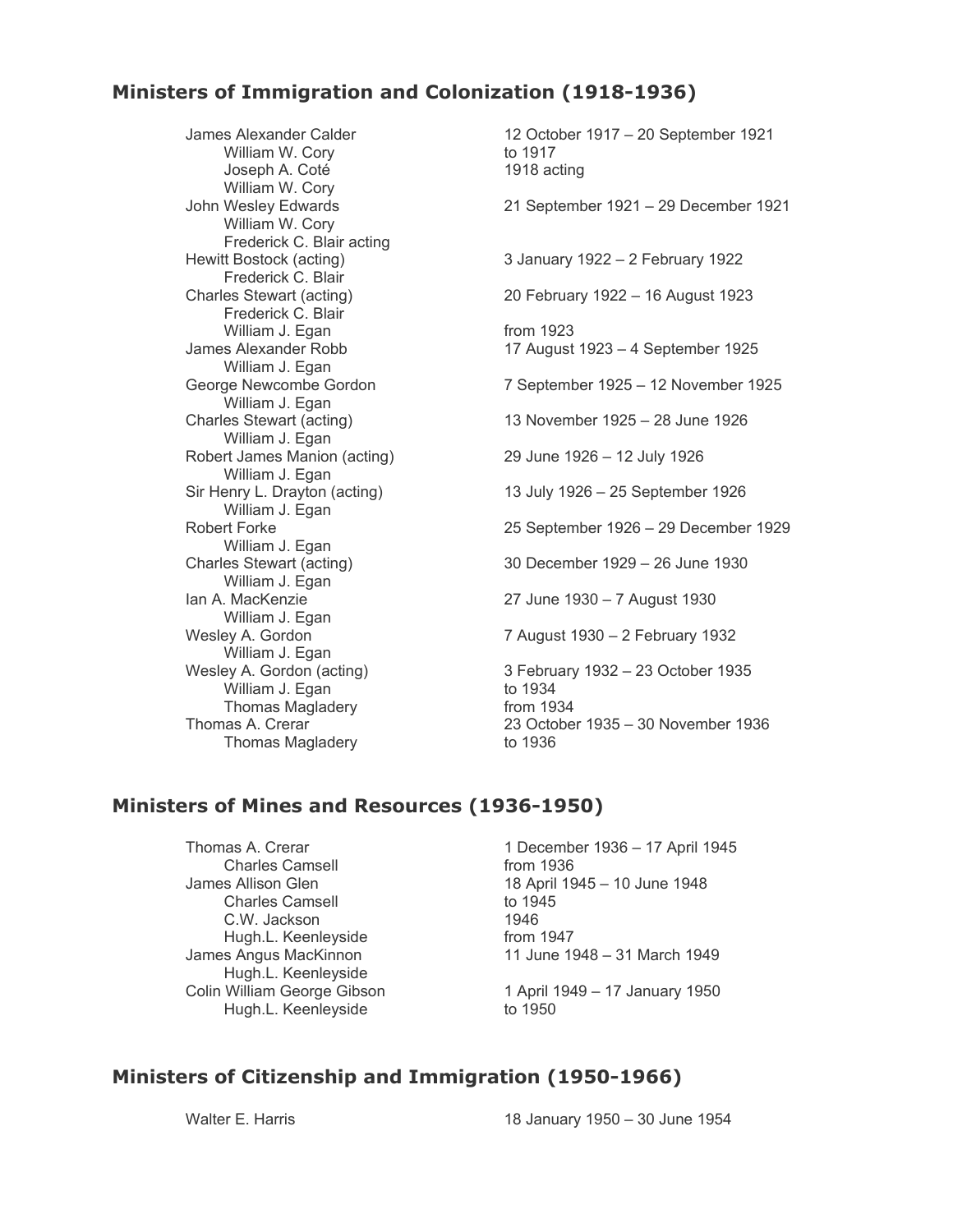## Ministers of Immigration and Colonization (1918-1936)

| | |
|---|---|
| James Alexander Calder | 12 October 1917 – 20 September 1921 |
| William W. Cory | to 1917 |
| Joseph A. Coté | 1918 acting |
| William W. Cory | |
| John Wesley Edwards | 21 September 1921 – 29 December 1921 |
| William W. Cory | |
| Frederick C. Blair acting | |
| Hewitt Bostock (acting) | 3 January 1922 – 2 February 1922 |
| Frederick C. Blair | |
| Charles Stewart (acting) | 20 February 1922 – 16 August 1923 |
| Frederick C. Blair | |
| William J. Egan | from 1923 |
| James Alexander Robb | 17 August 1923 – 4 September 1925 |
| William J. Egan | |
| George Newcombe Gordon | 7 September 1925 – 12 November 1925 |
| William J. Egan | |
| Charles Stewart (acting) | 13 November 1925 – 28 June 1926 |
| William J. Egan | |
| Robert James Manion (acting) | 29 June 1926 – 12 July 1926 |
| William J. Egan | |
| Sir Henry L. Drayton (acting) | 13 July 1926 – 25 September 1926 |
| William J. Egan | |
| Robert Forke | 25 September 1926 – 29 December 1929 |
| William J. Egan | |
| Charles Stewart (acting) | 30 December 1929 – 26 June 1930 |
| William J. Egan | |
| Ian A. MacKenzie | 27 June 1930 – 7 August 1930 |
| William J. Egan | |
| Wesley A. Gordon | 7 August 1930 – 2 February 1932 |
| William J. Egan | |
| Wesley A. Gordon (acting) | 3 February 1932 – 23 October 1935 |
| William J. Egan | to 1934 |
| Thomas Magladery | from 1934 |
| Thomas A. Crerar | 23 October 1935 – 30 November 1936 |
| Thomas Magladery | to 1936 |

## Ministers of Mines and Resources (1936-1950)

| | |
|---|---|
| Thomas A. Crerar | 1 December 1936 – 17 April 1945 |
| Charles Camsell | from 1936 |
| James Allison Glen | 18 April 1945 – 10 June 1948 |
| Charles Camsell | to 1945 |
| C.W. Jackson | 1946 |
| Hugh.L. Keenleyside | from 1947 |
| James Angus MacKinnon | 11 June 1948 – 31 March 1949 |
| Hugh.L. Keenleyside | |
| Colin William George Gibson | 1 April 1949 – 17 January 1950 |
| Hugh.L. Keenleyside | to 1950 |

## Ministers of Citizenship and Immigration (1950-1966)

| | |
|---|---|
| Walter E. Harris | 18 January 1950 – 30 June 1954 |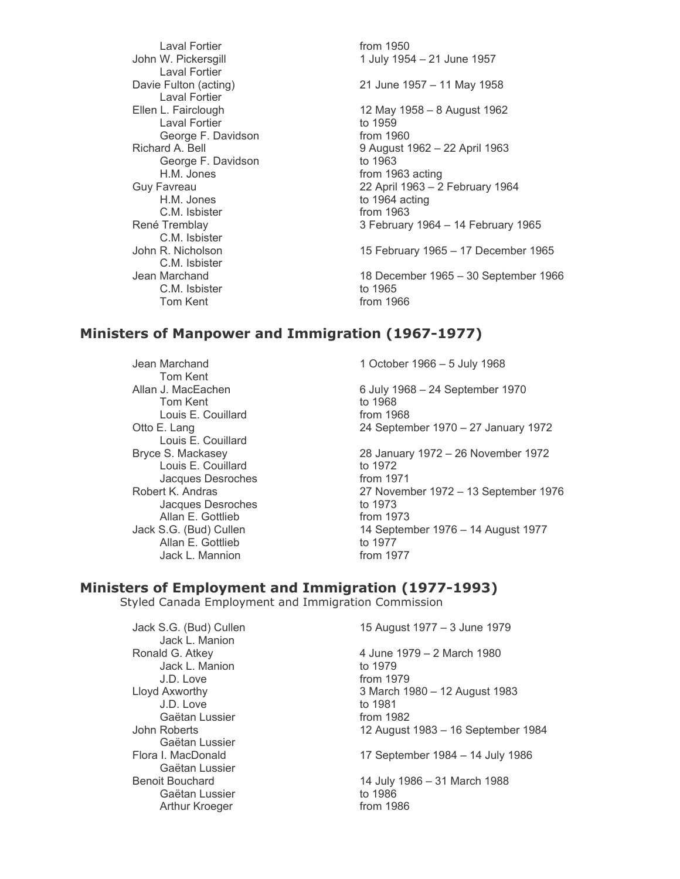| | |
|---|---|
| Laval Fortier | from 1950 |
| John W. Pickersgill | 1 July 1954 – 21 June 1957 |
| Laval Fortier | |
| Davie Fulton (acting) | 21 June 1957 – 11 May 1958 |
| Laval Fortier | |
| Ellen L. Fairclough | 12 May 1958 – 8 August 1962 |
| Laval Fortier | to 1959 |
| George F. Davidson | from 1960 |
| Richard A. Bell | 9 August 1962 – 22 April 1963 |
| George F. Davidson | to 1963 |
| H.M. Jones | from 1963 acting |
| Guy Favreau | 22 April 1963 – 2 February 1964 |
| H.M. Jones | to 1964 acting |
| C.M. Isbister | from 1963 |
| René Tremblay | 3 February 1964 – 14 February 1965 |
| C.M. Isbister | |
| John R. Nicholson | 15 February 1965 – 17 December 1965 |
| C.M. Isbister | |
| Jean Marchand | 18 December 1965 – 30 September 1966 |
| C.M. Isbister | to 1965 |
| Tom Kent | from 1966 |

## Ministers of Manpower and Immigration (1967-1977)

| | |
|---|---|
| Jean Marchand | 1 October 1966 – 5 July 1968 |
| Tom Kent | |
| Allan J. MacEachen | 6 July 1968 – 24 September 1970 |
| Tom Kent | to 1968 |
| Louis E. Couillard | from 1968 |
| Otto E. Lang | 24 September 1970 – 27 January 1972 |
| Louis E. Couillard | |
| Bryce S. Mackasey | 28 January 1972 – 26 November 1972 |
| Louis E. Couillard | to 1972 |
| Jacques Desroches | from 1971 |
| Robert K. Andras | 27 November 1972 – 13 September 1976 |
| Jacques Desroches | to 1973 |
| Allan E. Gottlieb | from 1973 |
| Jack S.G. (Bud) Cullen | 14 September 1976 – 14 August 1977 |
| Allan E. Gottlieb | to 1977 |
| Jack L. Mannion | from 1977 |

## Ministers of Employment and Immigration (1977-1993)

Styled Canada Employment and Immigration Commission

| | |
|---|---|
| Jack S.G. (Bud) Cullen | 15 August 1977 – 3 June 1979 |
| Jack L. Manion | |
| Ronald G. Atkey | 4 June 1979 – 2 March 1980 |
| Jack L. Manion | to 1979 |
| J.D. Love | from 1979 |
| Lloyd Axworthy | 3 March 1980 – 12 August 1983 |
| J.D. Love | to 1981 |
| Gaëtan Lussier | from 1982 |
| John Roberts | 12 August 1983 – 16 September 1984 |
| Gaëtan Lussier | |
| Flora I. MacDonald | 17 September 1984 – 14 July 1986 |
| Gaëtan Lussier | |
| Benoit Bouchard | 14 July 1986 – 31 March 1988 |
| Gaëtan Lussier | to 1986 |
| Arthur Kroeger | from 1986 |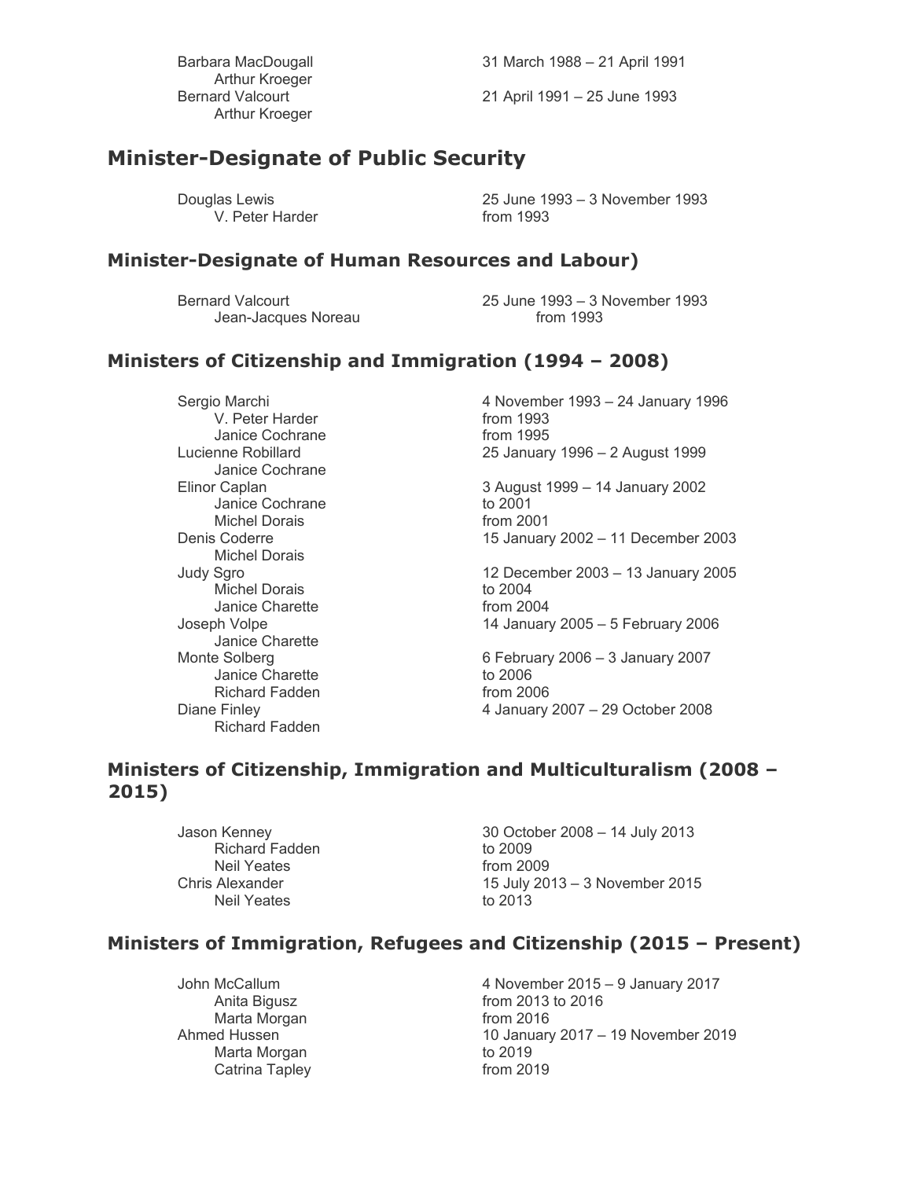| | |
|---|---|
| Barbara MacDougall | 31 March 1988 – 21 April 1991 |
| Arthur Kroeger | |
| Bernard Valcourt | 21 April 1991 – 25 June 1993 |
| Arthur Kroeger | |

## Minister-Designate of Public Security

| | |
|---|---|
| Douglas Lewis | 25 June 1993 – 3 November 1993 |
| V. Peter Harder | from 1993 |

### Minister-Designate of Human Resources and Labour)

| | |
|---|---|
| Bernard Valcourt | 25 June 1993 – 3 November 1993 |
| Jean-Jacques Noreau | from 1993 |

### Ministers of Citizenship and Immigration (1994 – 2008)

| | |
|---|---|
| Sergio Marchi | 4 November 1993 – 24 January 1996 |
| V. Peter Harder | from 1993 |
| Janice Cochrane | from 1995 |
| Lucienne Robillard | 25 January 1996 – 2 August 1999 |
| Janice Cochrane | |
| Elinor Caplan | 3 August 1999 – 14 January 2002 |
| Janice Cochrane | to 2001 |
| Michel Dorais | from 2001 |
| Denis Coderre | 15 January 2002 – 11 December 2003 |
| Michel Dorais | |
| Judy Sgro | 12 December 2003 – 13 January 2005 |
| Michel Dorais | to 2004 |
| Janice Charette | from 2004 |
| Joseph Volpe | 14 January 2005 – 5 February 2006 |
| Janice Charette | |
| Monte Solberg | 6 February 2006 – 3 January 2007 |
| Janice Charette | to 2006 |
| Richard Fadden | from 2006 |
| Diane Finley | 4 January 2007 – 29 October 2008 |
| Richard Fadden | |

### Ministers of Citizenship, Immigration and Multiculturalism (2008 – 2015)

| | |
|---|---|
| Jason Kenney | 30 October 2008 – 14 July 2013 |
| Richard Fadden | to 2009 |
| Neil Yeates | from 2009 |
| Chris Alexander | 15 July 2013 – 3 November 2015 |
| Neil Yeates | to 2013 |

### Ministers of Immigration, Refugees and Citizenship (2015 – Present)

| | |
|---|---|
| John McCallum | 4 November 2015 – 9 January 2017 |
| Anita Bigusz | from 2013 to 2016 |
| Marta Morgan | from 2016 |
| Ahmed Hussen | 10 January 2017 – 19 November 2019 |
| Marta Morgan | to 2019 |
| Catrina Tapley | from 2019 |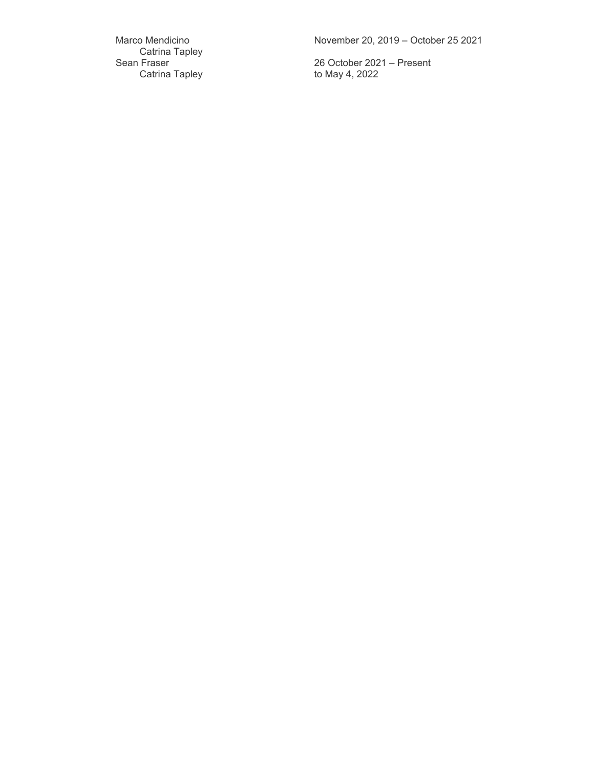| | |
|---|---|
| Marco Mendicino | November 20, 2019 – October 25 2021 |
| Catrina Tapley | |
| Sean Fraser | 26 October 2021 – Present |
| Catrina Tapley | to May 4, 2022 |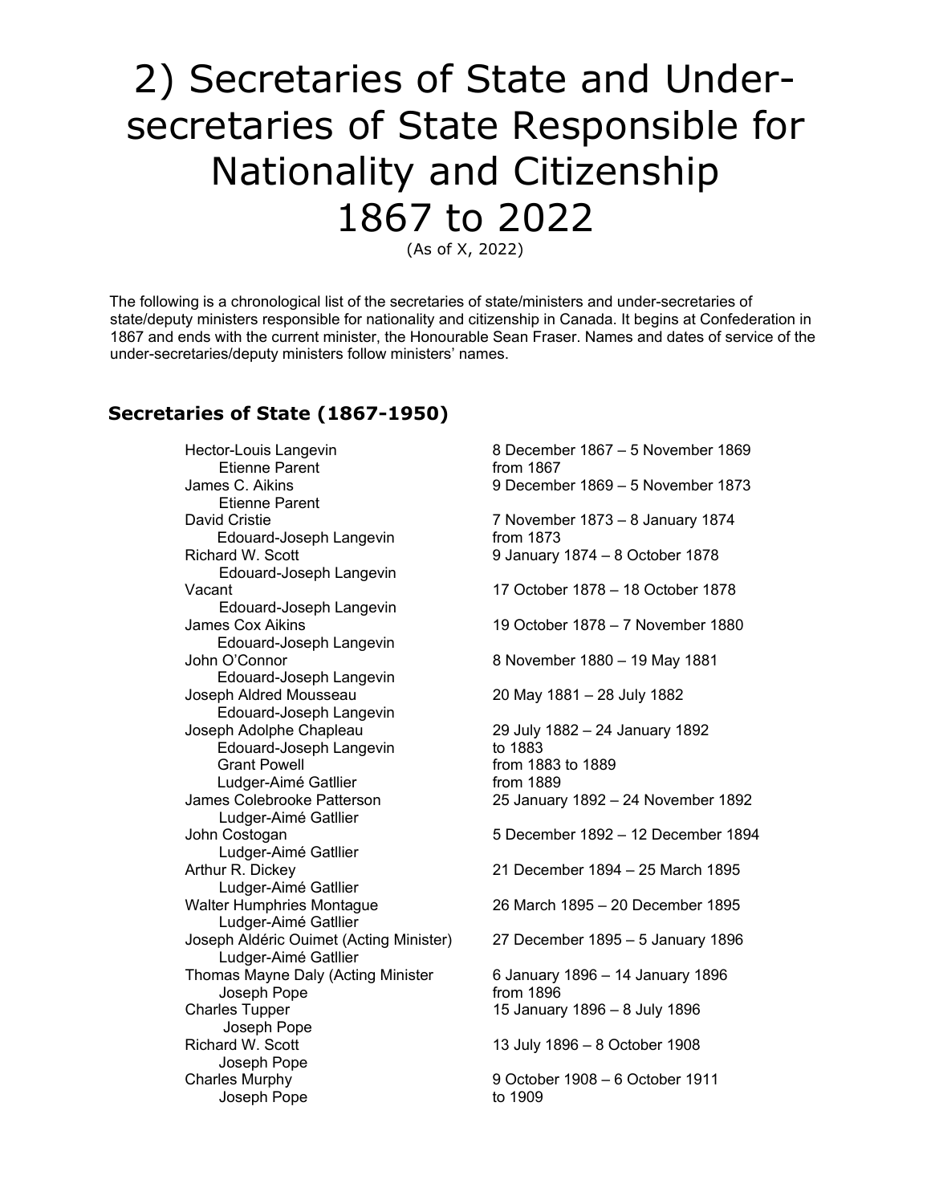# 2) Secretaries of State and Under-secretaries of State Responsible for Nationality and Citizenship 1867 to 2022

(As of X, 2022)

The following is a chronological list of the secretaries of state/ministers and under-secretaries of state/deputy ministers responsible for nationality and citizenship in Canada. It begins at Confederation in 1867 and ends with the current minister, the Honourable Sean Fraser. Names and dates of service of the under-secretaries/deputy ministers follow ministers' names.

## Secretaries of State (1867-1950)

| Name | Dates |
|---|---|
| Hector-Louis Langevin | 8 December 1867 – 5 November 1869 |
| Etienne Parent | from 1867 |
| James C. Aikins | 9 December 1869 – 5 November 1873 |
| Etienne Parent | |
| David Cristie | 7 November 1873 – 8 January 1874 |
| Edouard-Joseph Langevin | from 1873 |
| Richard W. Scott | 9 January 1874 – 8 October 1878 |
| Edouard-Joseph Langevin | |
| Vacant | 17 October 1878 – 18 October 1878 |
| Edouard-Joseph Langevin | |
| James Cox Aikins | 19 October 1878 – 7 November 1880 |
| Edouard-Joseph Langevin | |
| John O'Connor | 8 November 1880 – 19 May 1881 |
| Edouard-Joseph Langevin | |
| Joseph Aldred Mousseau | 20 May 1881 – 28 July 1882 |
| Edouard-Joseph Langevin | |
| Joseph Adolphe Chapleau | 29 July 1882 – 24 January 1892 |
| Edouard-Joseph Langevin | to 1883 |
| Grant Powell | from 1883 to 1889 |
| Ludger-Aimé Gatllier | from 1889 |
| James Colebrooke Patterson | 25 January 1892 – 24 November 1892 |
| Ludger-Aimé Gatllier | |
| John Costogan | 5 December 1892 – 12 December 1894 |
| Ludger-Aimé Gatllier | |
| Arthur R. Dickey | 21 December 1894 – 25 March 1895 |
| Ludger-Aimé Gatllier | |
| Walter Humphries Montague | 26 March 1895 – 20 December 1895 |
| Ludger-Aimé Gatllier | |
| Joseph Aldéric Ouimet (Acting Minister) | 27 December 1895 – 5 January 1896 |
| Ludger-Aimé Gatllier | |
| Thomas Mayne Daly (Acting Minister | 6 January 1896 – 14 January 1896 |
| Joseph Pope | from 1896 |
| Charles Tupper | 15 January 1896 – 8 July 1896 |
| Joseph Pope | |
| Richard W. Scott | 13 July 1896 – 8 October 1908 |
| Joseph Pope | |
| Charles Murphy | 9 October 1908 – 6 October 1911 |
| Joseph Pope | to 1909 |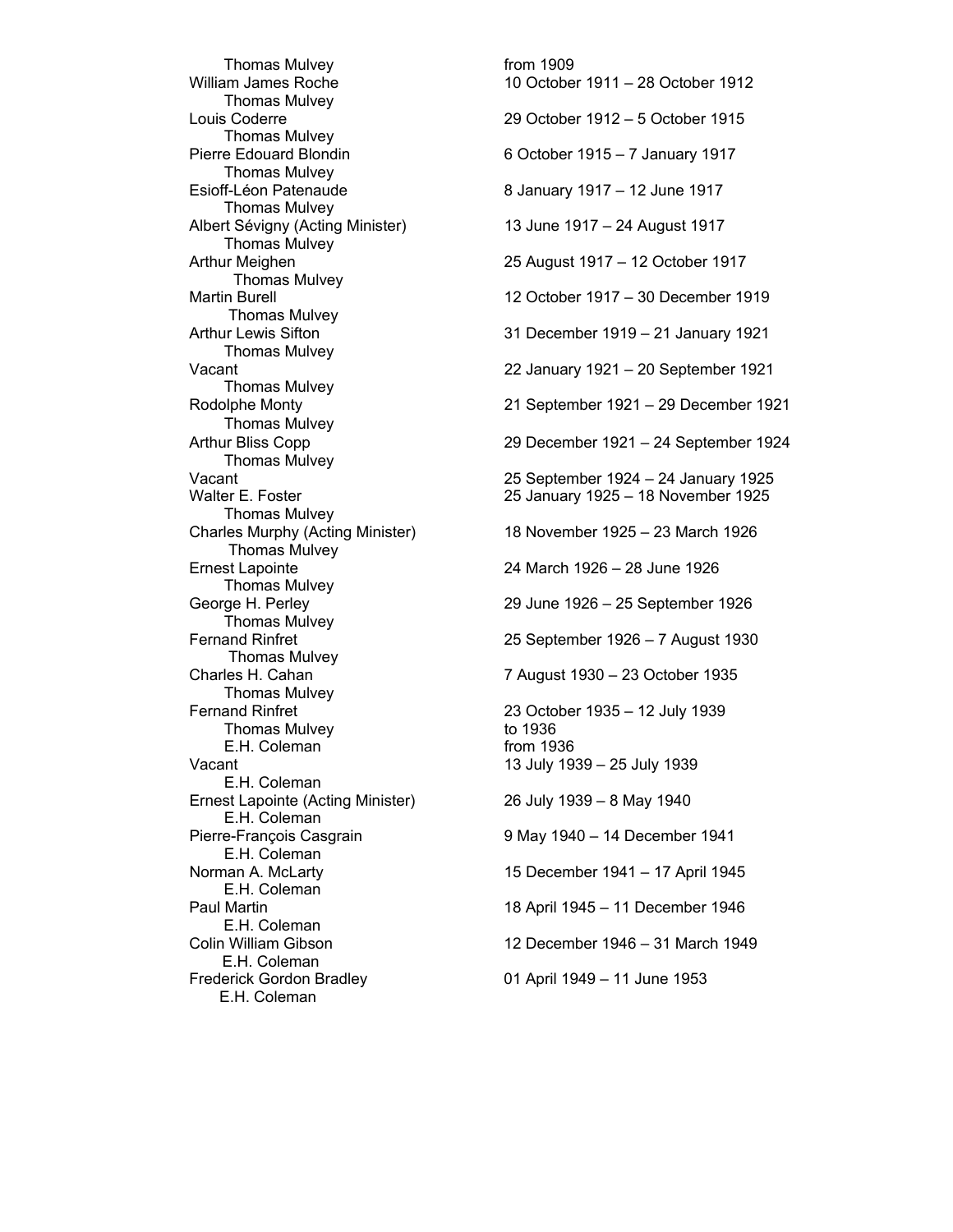Thomas Mulvey                                    from 1909
William James Roche                                 10 October 1911 – 28 October 1912
    Thomas Mulvey
Louis Coderre                                       29 October 1912 – 5 October 1915
    Thomas Mulvey
Pierre Edouard Blondin                              6 October 1915 – 7 January 1917
    Thomas Mulvey
Esioff-Léon Patenaude                               8 January 1917 – 12 June 1917
    Thomas Mulvey
Albert Sévigny (Acting Minister)                    13 June 1917 – 24 August 1917
    Thomas Mulvey
Arthur Meighen                                      25 August 1917 – 12 October 1917
    Thomas Mulvey
Martin Burell                                       12 October 1917 – 30 December 1919
    Thomas Mulvey
Arthur Lewis Sifton                                 31 December 1919 – 21 January 1921
    Thomas Mulvey
Vacant                                              22 January 1921 – 20 September 1921
    Thomas Mulvey
Rodolphe Monty                                      21 September 1921 – 29 December 1921
    Thomas Mulvey
Arthur Bliss Copp                                   29 December 1921 – 24 September 1924
    Thomas Mulvey
Vacant                                              25 September 1924 – 24 January 1925
Walter E. Foster                                    25 January 1925 – 18 November 1925
    Thomas Mulvey
Charles Murphy (Acting Minister)                    18 November 1925 – 23 March 1926
    Thomas Mulvey
Ernest Lapointe                                     24 March 1926 – 28 June 1926
    Thomas Mulvey
George H. Perley                                    29 June 1926 – 25 September 1926
    Thomas Mulvey
Fernand Rinfret                                     25 September 1926 – 7 August 1930
    Thomas Mulvey
Charles H. Cahan                                    7 August 1930 – 23 October 1935
    Thomas Mulvey
Fernand Rinfret                                     23 October 1935 – 12 July 1939
    Thomas Mulvey                                    to 1936
    E.H. Coleman                                     from 1936
Vacant                                              13 July 1939 – 25 July 1939
    E.H. Coleman
Ernest Lapointe (Acting Minister)                   26 July 1939 – 8 May 1940
    E.H. Coleman
Pierre-François Casgrain                            9 May 1940 – 14 December 1941
    E.H. Coleman
Norman A. McLarty                                   15 December 1941 – 17 April 1945
    E.H. Coleman
Paul Martin                                         18 April 1945 – 11 December 1946
    E.H. Coleman
Colin William Gibson                                12 December 1946 – 31 March 1949
    E.H. Coleman
Frederick Gordon Bradley                            01 April 1949 – 11 June 1953
    E.H. Coleman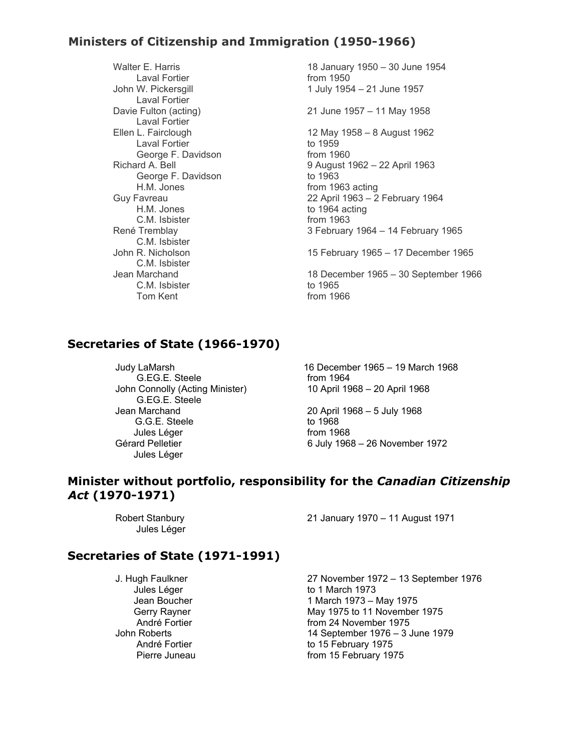## Ministers of Citizenship and Immigration (1950-1966)

| | |
|---|---|
| Walter E. Harris | 18 January 1950 – 30 June 1954 |
| Laval Fortier | from 1950 |
| John W. Pickersgill | 1 July 1954 – 21 June 1957 |
| Laval Fortier | |
| Davie Fulton (acting) | 21 June 1957 – 11 May 1958 |
| Laval Fortier | |
| Ellen L. Fairclough | 12 May 1958 – 8 August 1962 |
| Laval Fortier | to 1959 |
| George F. Davidson | from 1960 |
| Richard A. Bell | 9 August 1962 – 22 April 1963 |
| George F. Davidson | to 1963 |
| H.M. Jones | from 1963 acting |
| Guy Favreau | 22 April 1963 – 2 February 1964 |
| H.M. Jones | to 1964 acting |
| C.M. Isbister | from 1963 |
| René Tremblay | 3 February 1964 – 14 February 1965 |
| C.M. Isbister | |
| John R. Nicholson | 15 February 1965 – 17 December 1965 |
| C.M. Isbister | |
| Jean Marchand | 18 December 1965 – 30 September 1966 |
| C.M. Isbister | to 1965 |
| Tom Kent | from 1966 |

## Secretaries of State (1966-1970)

| | |
|---|---|
| Judy LaMarsh | 16 December 1965 – 19 March 1968 |
| G.EG.E. Steele | from 1964 |
| John Connolly (Acting Minister) | 10 April 1968 – 20 April 1968 |
| G.EG.E. Steele | |
| Jean Marchand | 20 April 1968 – 5 July 1968 |
| G.G.E. Steele | to 1968 |
| Jules Léger | from 1968 |
| Gérard Pelletier | 6 July 1968 – 26 November 1972 |
| Jules Léger | |

## Minister without portfolio, responsibility for the *Canadian Citizenship Act* (1970-1971)

| | |
|---|---|
| Robert Stanbury | 21 January 1970 – 11 August 1971 |
| Jules Léger | |

## Secretaries of State (1971-1991)

| | |
|---|---|
| J. Hugh Faulkner | 27 November 1972 – 13 September 1976 |
| Jules Léger | to 1 March 1973 |
| Jean Boucher | 1 March 1973 – May 1975 |
| Gerry Rayner | May 1975 to 11 November 1975 |
| André Fortier | from 24 November 1975 |
| John Roberts | 14 September 1976 – 3 June 1979 |
| André Fortier | to 15 February 1975 |
| Pierre Juneau | from 15 February 1975 |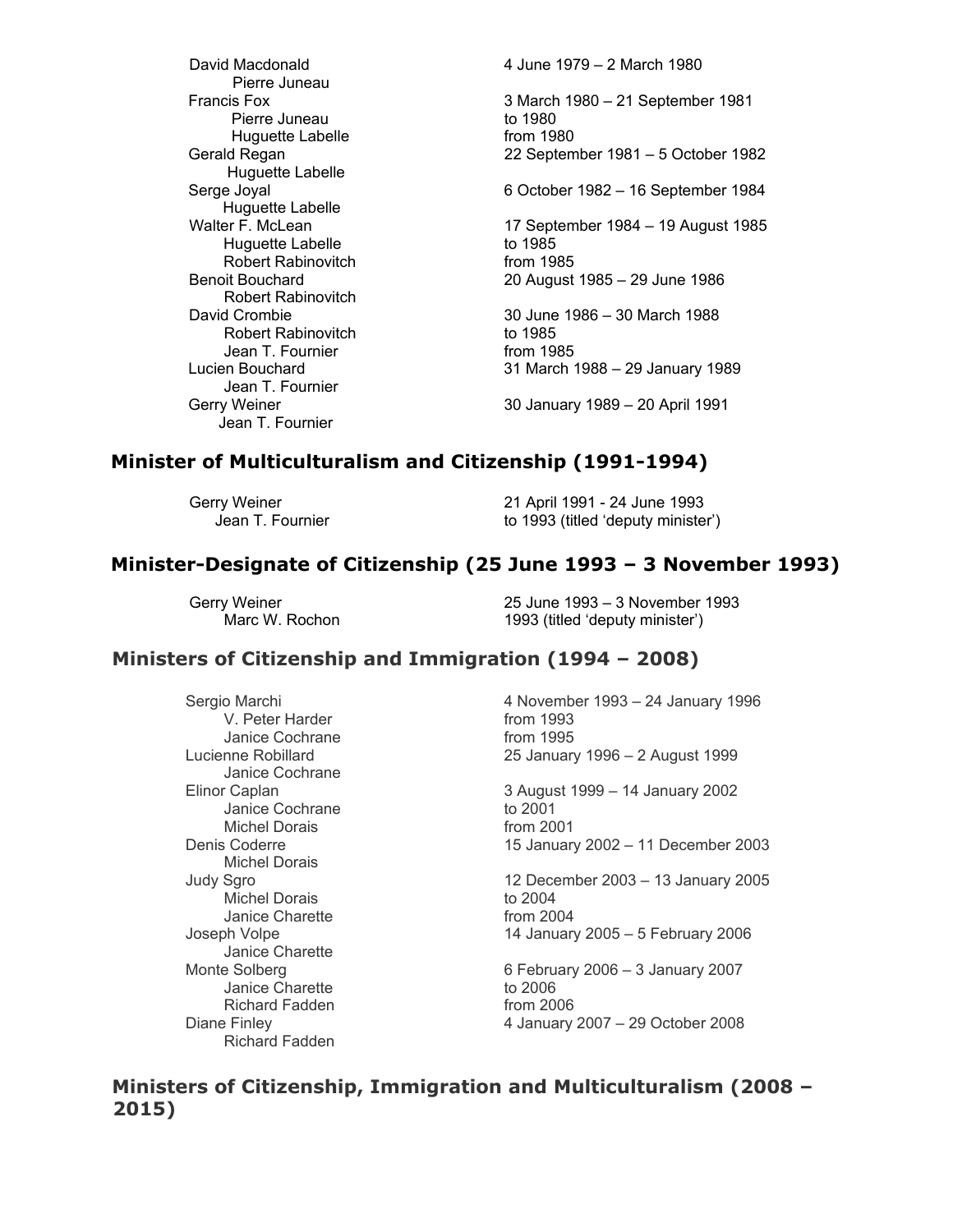| | |
|---|---|
| David Macdonald | 4 June 1979 – 2 March 1980 |
| Pierre Juneau | |
| Francis Fox | 3 March 1980 – 21 September 1981 |
| Pierre Juneau | to 1980 |
| Huguette Labelle | from 1980 |
| Gerald Regan | 22 September 1981 – 5 October 1982 |
| Huguette Labelle | |
| Serge Joyal | 6 October 1982 – 16 September 1984 |
| Huguette Labelle | |
| Walter F. McLean | 17 September 1984 – 19 August 1985 |
| Huguette Labelle | to 1985 |
| Robert Rabinovitch | from 1985 |
| Benoit Bouchard | 20 August 1985 – 29 June 1986 |
| Robert Rabinovitch | |
| David Crombie | 30 June 1986 – 30 March 1988 |
| Robert Rabinovitch | to 1985 |
| Jean T. Fournier | from 1985 |
| Lucien Bouchard | 31 March 1988 – 29 January 1989 |
| Jean T. Fournier | |
| Gerry Weiner | 30 January 1989 – 20 April 1991 |
| Jean T. Fournier | |

## Minister of Multiculturalism and Citizenship (1991-1994)

| | |
|---|---|
| Gerry Weiner | 21 April 1991 - 24 June 1993 |
| Jean T. Fournier | to 1993 (titled 'deputy minister') |

## Minister-Designate of Citizenship (25 June 1993 – 3 November 1993)

| | |
|---|---|
| Gerry Weiner | 25 June 1993 – 3 November 1993 |
| Marc W. Rochon | 1993 (titled 'deputy minister') |

## Ministers of Citizenship and Immigration (1994 – 2008)

| | |
|---|---|
| Sergio Marchi | 4 November 1993 – 24 January 1996 |
| V. Peter Harder | from 1993 |
| Janice Cochrane | from 1995 |
| Lucienne Robillard | 25 January 1996 – 2 August 1999 |
| Janice Cochrane | |
| Elinor Caplan | 3 August 1999 – 14 January 2002 |
| Janice Cochrane | to 2001 |
| Michel Dorais | from 2001 |
| Denis Coderre | 15 January 2002 – 11 December 2003 |
| Michel Dorais | |
| Judy Sgro | 12 December 2003 – 13 January 2005 |
| Michel Dorais | to 2004 |
| Janice Charette | from 2004 |
| Joseph Volpe | 14 January 2005 – 5 February 2006 |
| Janice Charette | |
| Monte Solberg | 6 February 2006 – 3 January 2007 |
| Janice Charette | to 2006 |
| Richard Fadden | from 2006 |
| Diane Finley | 4 January 2007 – 29 October 2008 |
| Richard Fadden | |

## Ministers of Citizenship, Immigration and Multiculturalism (2008 – 2015)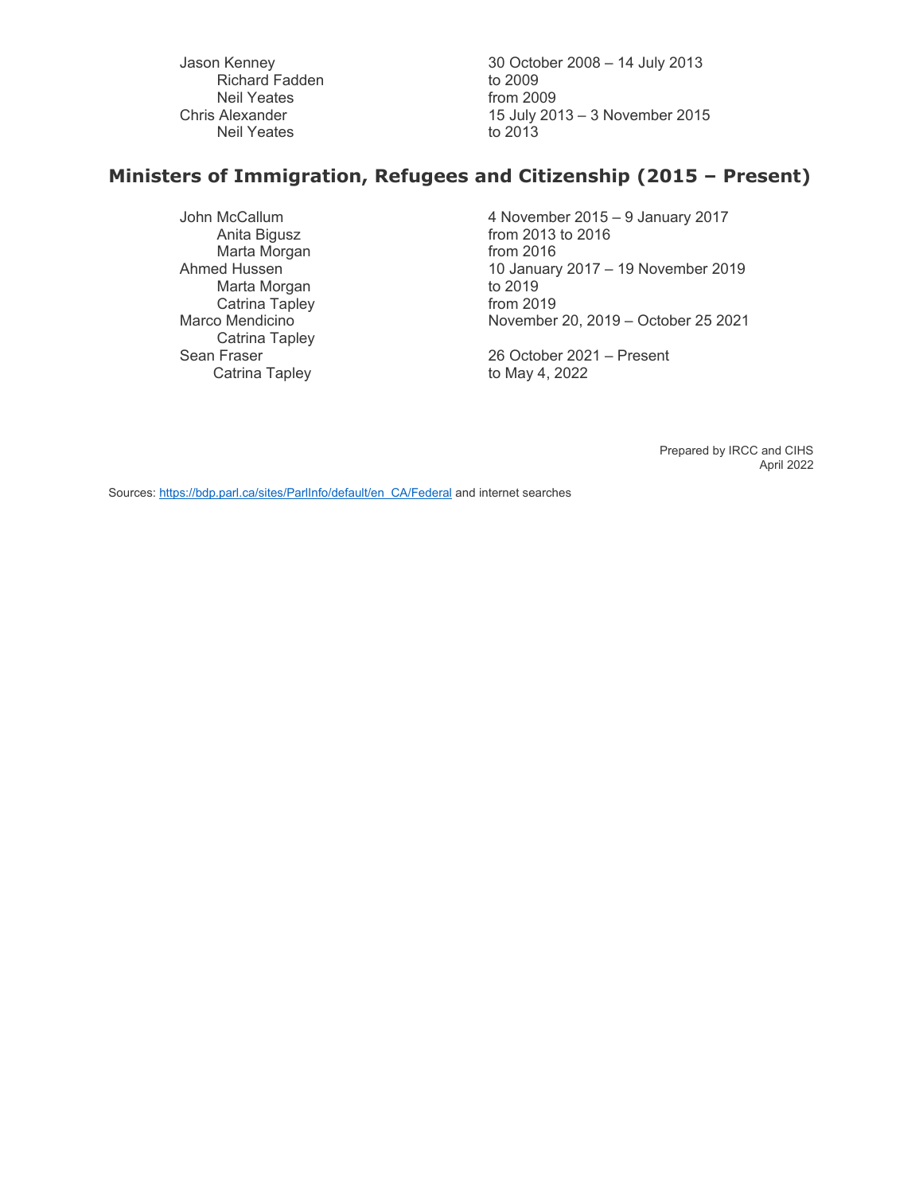| | |
|---|---|
| Jason Kenney | 30 October 2008 – 14 July 2013 |
| Richard Fadden | to 2009 |
| Neil Yeates | from 2009 |
| Chris Alexander | 15 July 2013 – 3 November 2015 |
| Neil Yeates | to 2013 |

## Ministers of Immigration, Refugees and Citizenship (2015 – Present)

| | |
|---|---|
| John McCallum | 4 November 2015 – 9 January 2017 |
| Anita Bigusz | from 2013 to 2016 |
| Marta Morgan | from 2016 |
| Ahmed Hussen | 10 January 2017 – 19 November 2019 |
| Marta Morgan | to 2019 |
| Catrina Tapley | from 2019 |
| Marco Mendicino | November 20, 2019 – October 25 2021 |
| Catrina Tapley | |
| Sean Fraser | 26 October 2021 – Present |
| Catrina Tapley | to May 4, 2022 |

Prepared by IRCC and CIHS
April 2022

Sources: https://bdp.parl.ca/sites/ParlInfo/default/en_CA/Federal and internet searches